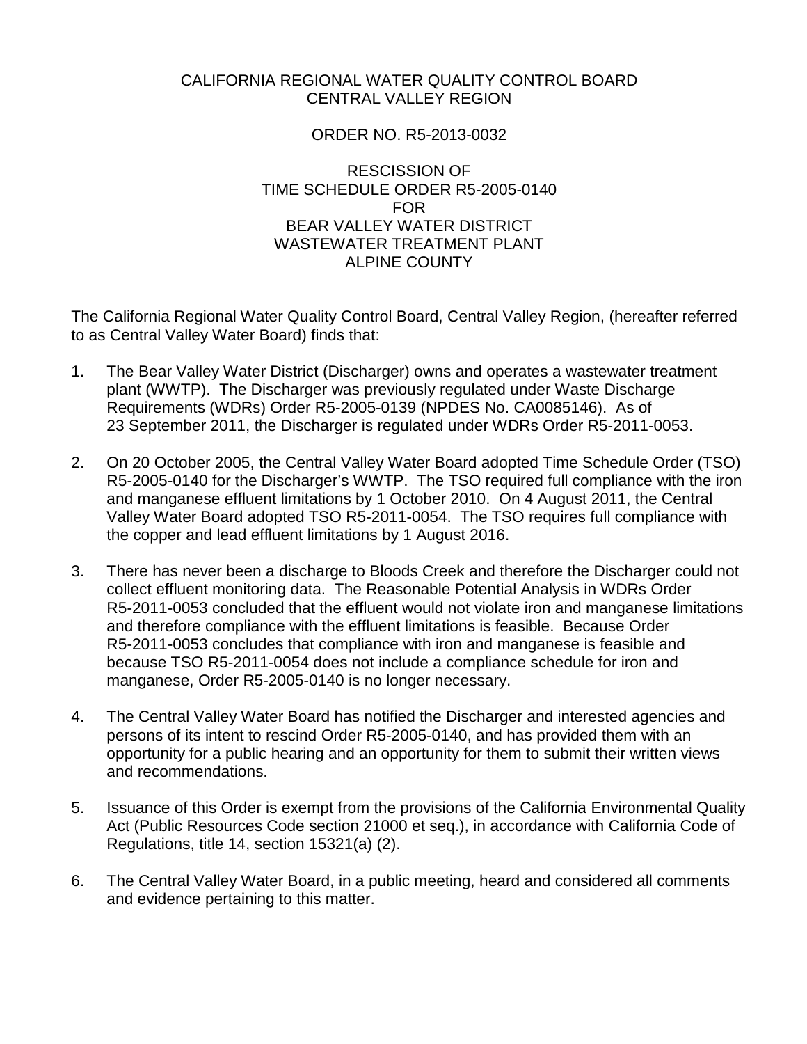# CALIFORNIA REGIONAL WATER QUALITY CONTROL BOARD
# CENTRAL VALLEY REGION

## ORDER NO. R5-2013-0032

## RESCISSION OF TIME SCHEDULE ORDER R5-2005-0140 FOR BEAR VALLEY WATER DISTRICT WASTEWATER TREATMENT PLANT ALPINE COUNTY

The California Regional Water Quality Control Board, Central Valley Region, (hereafter referred to as Central Valley Water Board) finds that:

1. The Bear Valley Water District (Discharger) owns and operates a wastewater treatment plant (WWTP). The Discharger was previously regulated under Waste Discharge Requirements (WDRs) Order R5-2005-0139 (NPDES No. CA0085146). As of 23 September 2011, the Discharger is regulated under WDRs Order R5-2011-0053.

2. On 20 October 2005, the Central Valley Water Board adopted Time Schedule Order (TSO) R5-2005-0140 for the Discharger's WWTP. The TSO required full compliance with the iron and manganese effluent limitations by 1 October 2010. On 4 August 2011, the Central Valley Water Board adopted TSO R5-2011-0054. The TSO requires full compliance with the copper and lead effluent limitations by 1 August 2016.

3. There has never been a discharge to Bloods Creek and therefore the Discharger could not collect effluent monitoring data. The Reasonable Potential Analysis in WDRs Order R5-2011-0053 concluded that the effluent would not violate iron and manganese limitations and therefore compliance with the effluent limitations is feasible. Because Order R5-2011-0053 concludes that compliance with iron and manganese is feasible and because TSO R5-2011-0054 does not include a compliance schedule for iron and manganese, Order R5-2005-0140 is no longer necessary.

4. The Central Valley Water Board has notified the Discharger and interested agencies and persons of its intent to rescind Order R5-2005-0140, and has provided them with an opportunity for a public hearing and an opportunity for them to submit their written views and recommendations.

5. Issuance of this Order is exempt from the provisions of the California Environmental Quality Act (Public Resources Code section 21000 et seq.), in accordance with California Code of Regulations, title 14, section 15321(a) (2).

6. The Central Valley Water Board, in a public meeting, heard and considered all comments and evidence pertaining to this matter.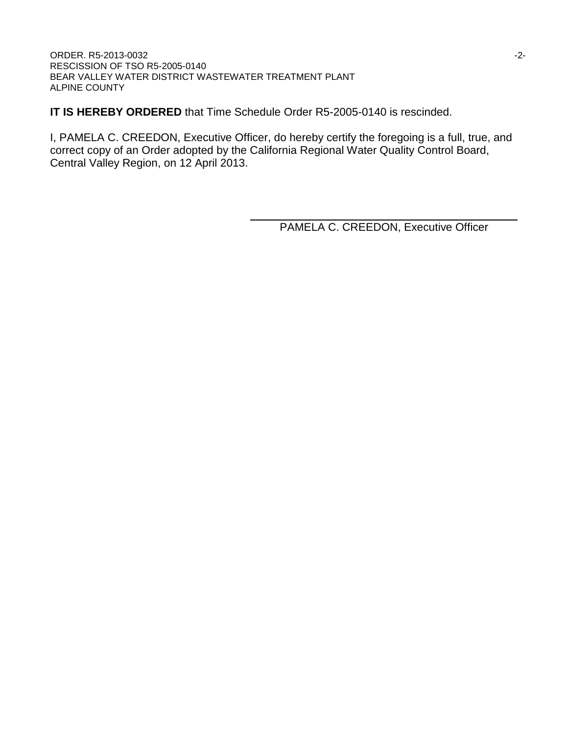**IT IS HEREBY ORDERED** that Time Schedule Order R5-2005-0140 is rescinded.

I, PAMELA C. CREEDON, Executive Officer, do hereby certify the foregoing is a full, true, and correct copy of an Order adopted by the California Regional Water Quality Control Board, Central Valley Region, on 12 April 2013.

PAMELA C. CREEDON, Executive Officer